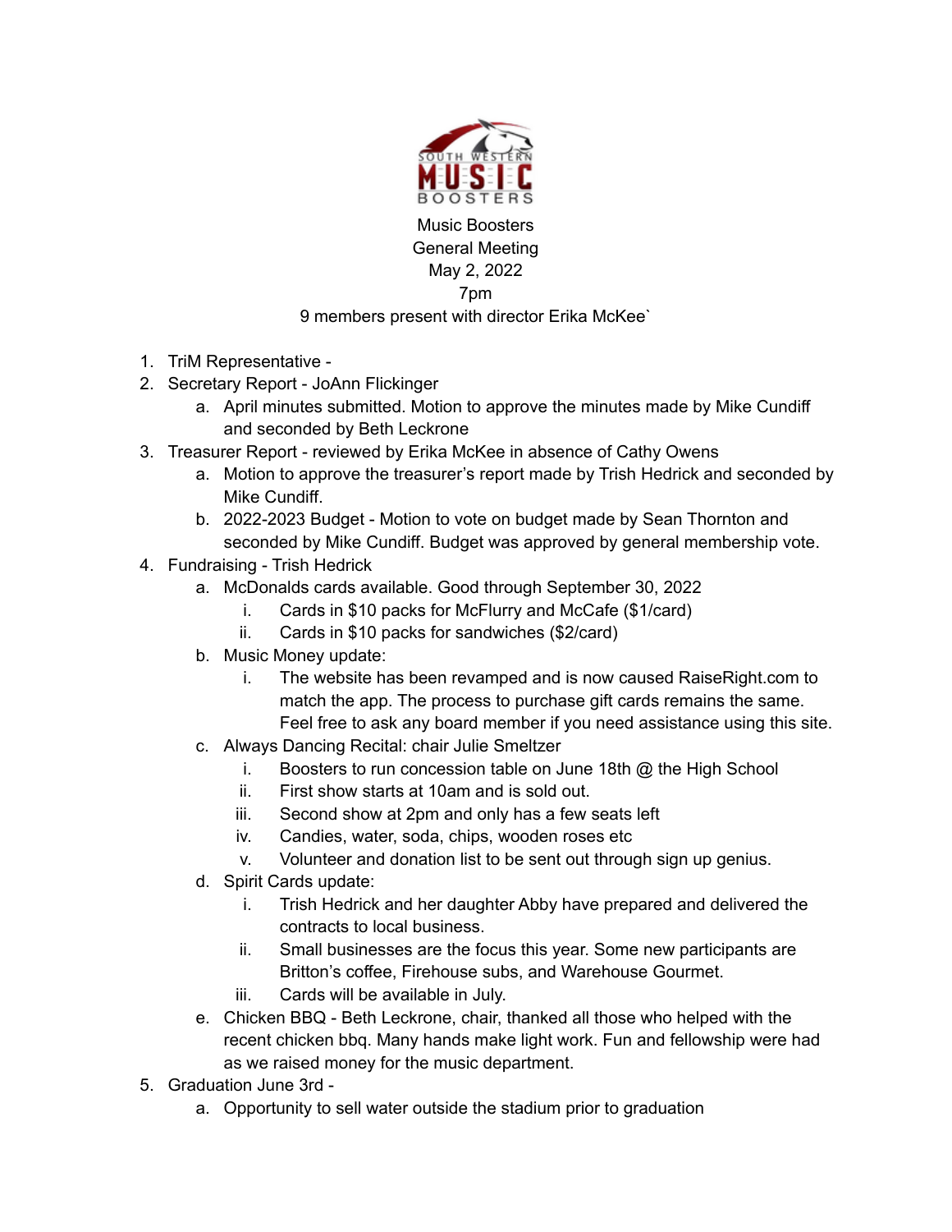Music Boosters
General Meeting
May 2, 2022
7pm
9 members present with director Erika McKee`

1. TriM Representative -
2. Secretary Report - JoAnn Flickinger
    a. April minutes submitted. Motion to approve the minutes made by Mike Cundiff and seconded by Beth Leckrone
3. Treasurer Report - reviewed by Erika McKee in absence of Cathy Owens
    a. Motion to approve the treasurer's report made by Trish Hedrick and seconded by Mike Cundiff.
    b. 2022-2023 Budget - Motion to vote on budget made by Sean Thornton and seconded by Mike Cundiff. Budget was approved by general membership vote.
4. Fundraising - Trish Hedrick
    a. McDonalds cards available. Good through September 30, 2022
        i. Cards in $10 packs for McFlurry and McCafe ($1/card)
        ii. Cards in $10 packs for sandwiches ($2/card)
    b. Music Money update:
        i. The website has been revamped and is now caused RaiseRight.com to match the app. The process to purchase gift cards remains the same. Feel free to ask any board member if you need assistance using this site.
    c. Always Dancing Recital: chair Julie Smeltzer
        i. Boosters to run concession table on June 18th @ the High School
        ii. First show starts at 10am and is sold out.
        iii. Second show at 2pm and only has a few seats left
        iv. Candies, water, soda, chips, wooden roses etc
        v. Volunteer and donation list to be sent out through sign up genius.
    d. Spirit Cards update:
        i. Trish Hedrick and her daughter Abby have prepared and delivered the contracts to local business.
        ii. Small businesses are the focus this year. Some new participants are Britton's coffee, Firehouse subs, and Warehouse Gourmet.
        iii. Cards will be available in July.
    e. Chicken BBQ - Beth Leckrone, chair, thanked all those who helped with the recent chicken bbq. Many hands make light work. Fun and fellowship were had as we raised money for the music department.
5. Graduation June 3rd -
    a. Opportunity to sell water outside the stadium prior to graduation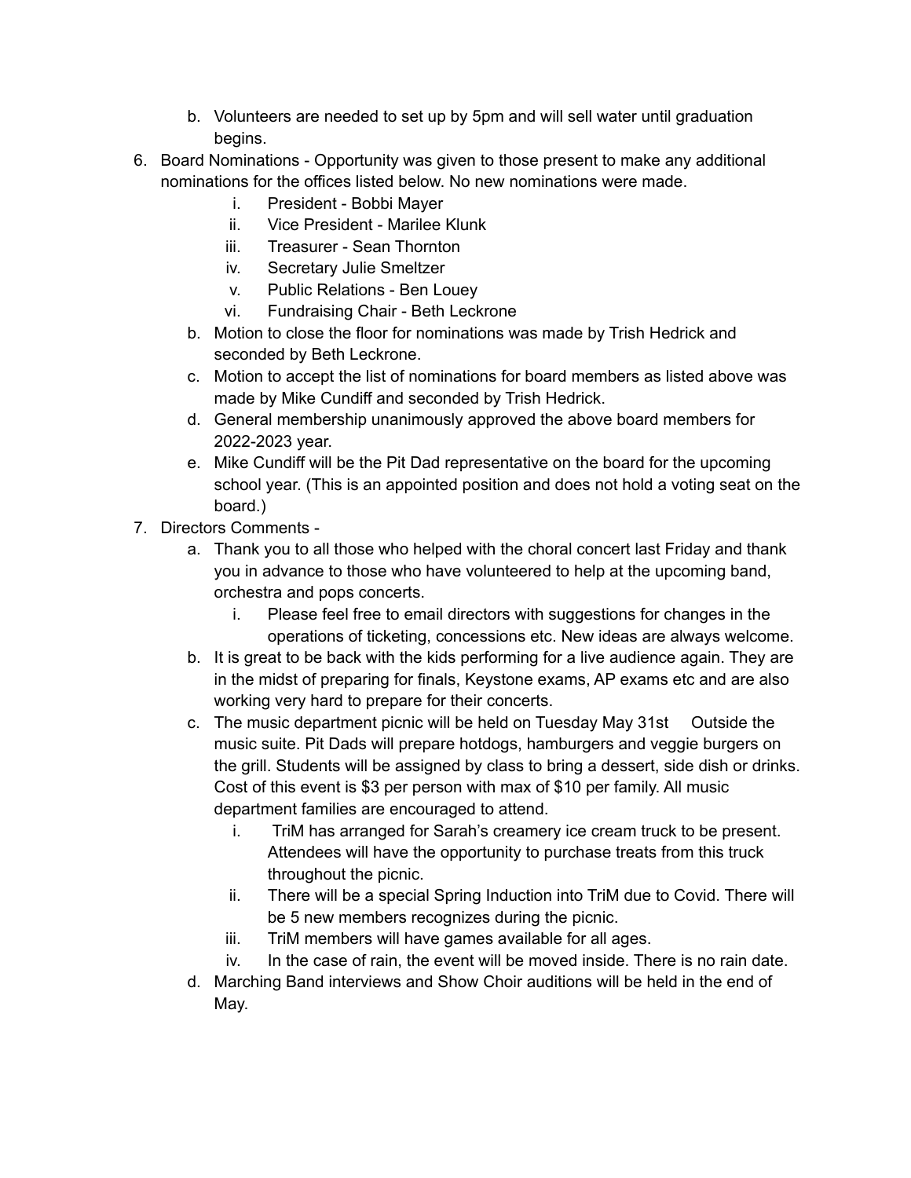b. Volunteers are needed to set up by 5pm and will sell water until graduation begins.

6. Board Nominations - Opportunity was given to those present to make any additional nominations for the offices listed below. No new nominations were made.
      i. President - Bobbi Mayer
      ii. Vice President - Marilee Klunk
      iii. Treasurer - Sean Thornton
      iv. Secretary Julie Smeltzer
      v. Public Relations - Ben Louey
      vi. Fundraising Chair - Beth Leckrone

   b. Motion to close the floor for nominations was made by Trish Hedrick and seconded by Beth Leckrone.
   c. Motion to accept the list of nominations for board members as listed above was made by Mike Cundiff and seconded by Trish Hedrick.
   d. General membership unanimously approved the above board members for 2022-2023 year.
   e. Mike Cundiff will be the Pit Dad representative on the board for the upcoming school year. (This is an appointed position and does not hold a voting seat on the board.)

7. Directors Comments -
   a. Thank you to all those who helped with the choral concert last Friday and thank you in advance to those who have volunteered to help at the upcoming band, orchestra and pops concerts.
      i. Please feel free to email directors with suggestions for changes in the operations of ticketing, concessions etc. New ideas are always welcome.
   b. It is great to be back with the kids performing for a live audience again. They are in the midst of preparing for finals, Keystone exams, AP exams etc and are also working very hard to prepare for their concerts.
   c. The music department picnic will be held on Tuesday May 31st Outside the music suite. Pit Dads will prepare hotdogs, hamburgers and veggie burgers on the grill. Students will be assigned by class to bring a dessert, side dish or drinks. Cost of this event is $3 per person with max of $10 per family. All music department families are encouraged to attend.
      i. TriM has arranged for Sarah's creamery ice cream truck to be present. Attendees will have the opportunity to purchase treats from this truck throughout the picnic.
      ii. There will be a special Spring Induction into TriM due to Covid. There will be 5 new members recognizes during the picnic.
      iii. TriM members will have games available for all ages.
      iv. In the case of rain, the event will be moved inside. There is no rain date.
   d. Marching Band interviews and Show Choir auditions will be held in the end of May.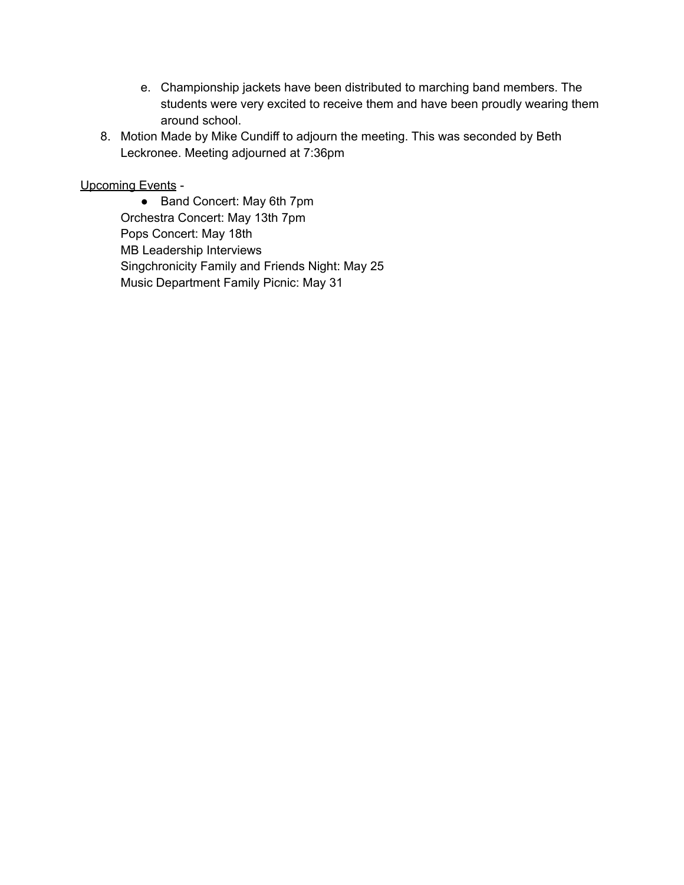e. Championship jackets have been distributed to marching band members. The students were very excited to receive them and have been proudly wearing them around school.

8. Motion Made by Mike Cundiff to adjourn the meeting. This was seconded by Beth Leckronee. Meeting adjourned at 7:36pm

<u>Upcoming Events</u> -

- Band Concert: May 6th 7pm
  Orchestra Concert: May 13th 7pm
  Pops Concert: May 18th
  MB Leadership Interviews
  Singchronicity Family and Friends Night: May 25
  Music Department Family Picnic: May 31